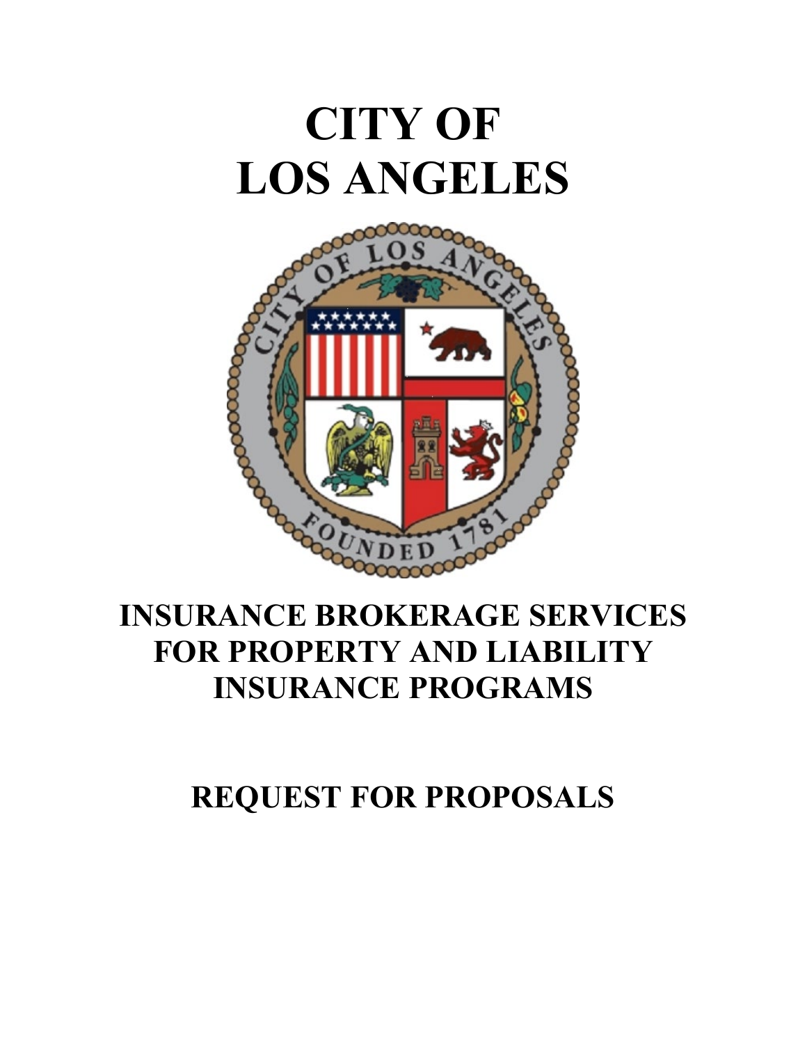# CITY OF LOS ANGELES

## INSURANCE BROKERAGE SERVICES FOR PROPERTY AND LIABILITY INSURANCE PROGRAMS

## REQUEST FOR PROPOSALS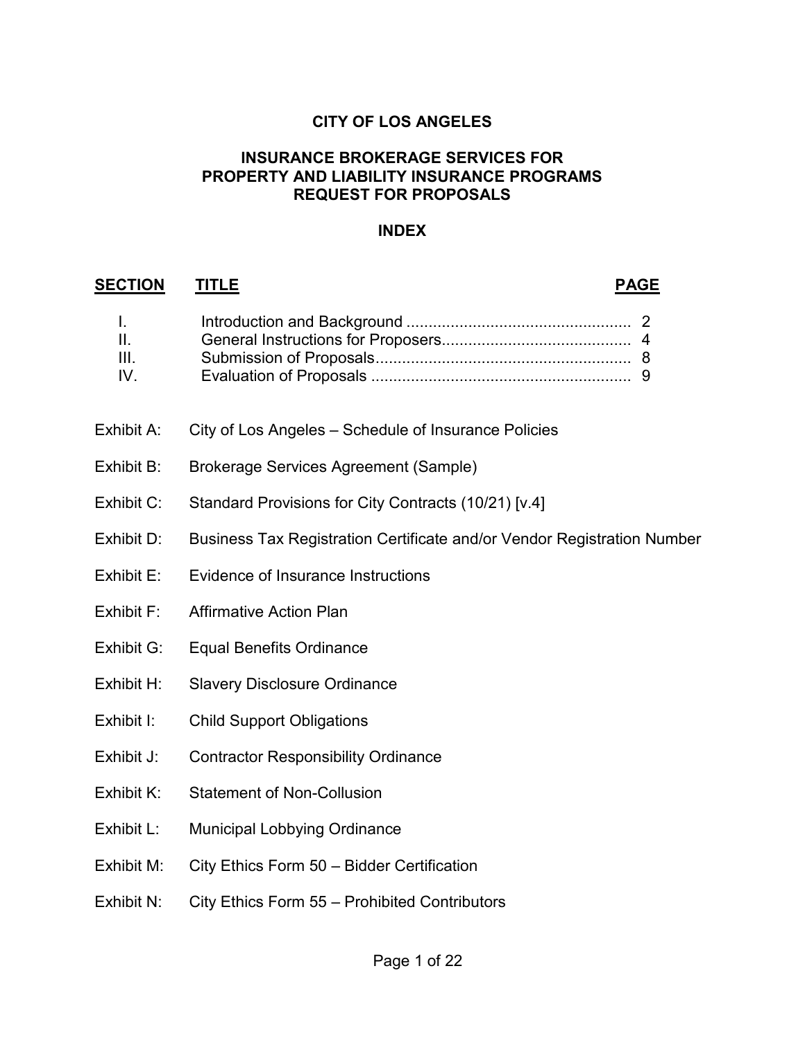# CITY OF LOS ANGELES

## INSURANCE BROKERAGE SERVICES FOR PROPERTY AND LIABILITY INSURANCE PROGRAMS REQUEST FOR PROPOSALS

### INDEX

| SECTION | TITLE | PAGE |
|---|---|---|
| I. | Introduction and Background | 2 |
| II. | General Instructions for Proposers | 4 |
| III. | Submission of Proposals | 8 |
| IV. | Evaluation of Proposals | 9 |

Exhibit A: City of Los Angeles – Schedule of Insurance Policies

Exhibit B: Brokerage Services Agreement (Sample)

Exhibit C: Standard Provisions for City Contracts (10/21) [v.4]

Exhibit D: Business Tax Registration Certificate and/or Vendor Registration Number

Exhibit E: Evidence of Insurance Instructions

Exhibit F: Affirmative Action Plan

Exhibit G: Equal Benefits Ordinance

Exhibit H: Slavery Disclosure Ordinance

Exhibit I: Child Support Obligations

Exhibit J: Contractor Responsibility Ordinance

Exhibit K: Statement of Non-Collusion

Exhibit L: Municipal Lobbying Ordinance

Exhibit M: City Ethics Form 50 – Bidder Certification

Exhibit N: City Ethics Form 55 – Prohibited Contributors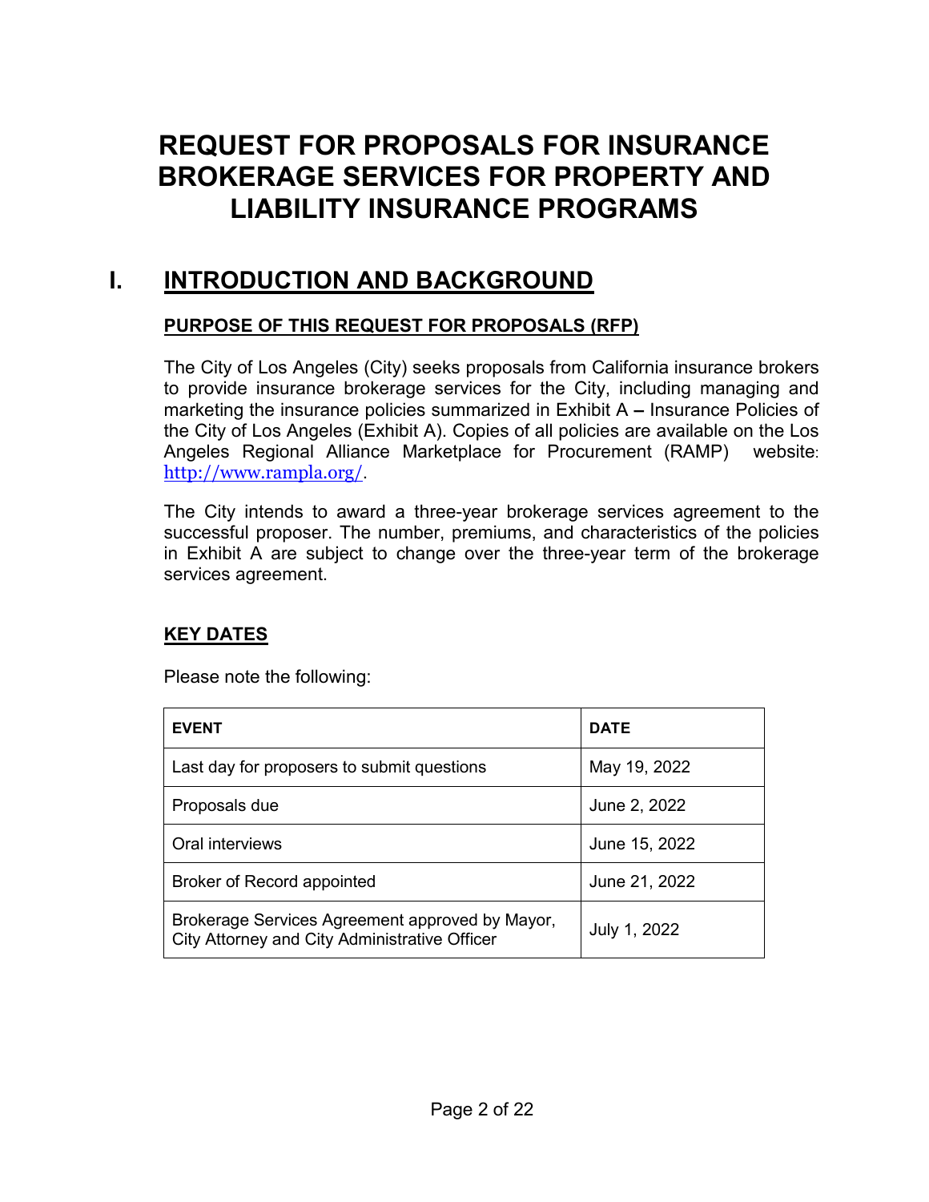# REQUEST FOR PROPOSALS FOR INSURANCE BROKERAGE SERVICES FOR PROPERTY AND LIABILITY INSURANCE PROGRAMS

## I. INTRODUCTION AND BACKGROUND

### PURPOSE OF THIS REQUEST FOR PROPOSALS (RFP)

The City of Los Angeles (City) seeks proposals from California insurance brokers to provide insurance brokerage services for the City, including managing and marketing the insurance policies summarized in Exhibit A – Insurance Policies of the City of Los Angeles (Exhibit A). Copies of all policies are available on the Los Angeles Regional Alliance Marketplace for Procurement (RAMP) website: http://www.rampla.org/.

The City intends to award a three-year brokerage services agreement to the successful proposer. The number, premiums, and characteristics of the policies in Exhibit A are subject to change over the three-year term of the brokerage services agreement.

### KEY DATES

Please note the following:

| EVENT | DATE |
|---|---|
| Last day for proposers to submit questions | May 19, 2022 |
| Proposals due | June 2, 2022 |
| Oral interviews | June 15, 2022 |
| Broker of Record appointed | June 21, 2022 |
| Brokerage Services Agreement approved by Mayor, City Attorney and City Administrative Officer | July 1, 2022 |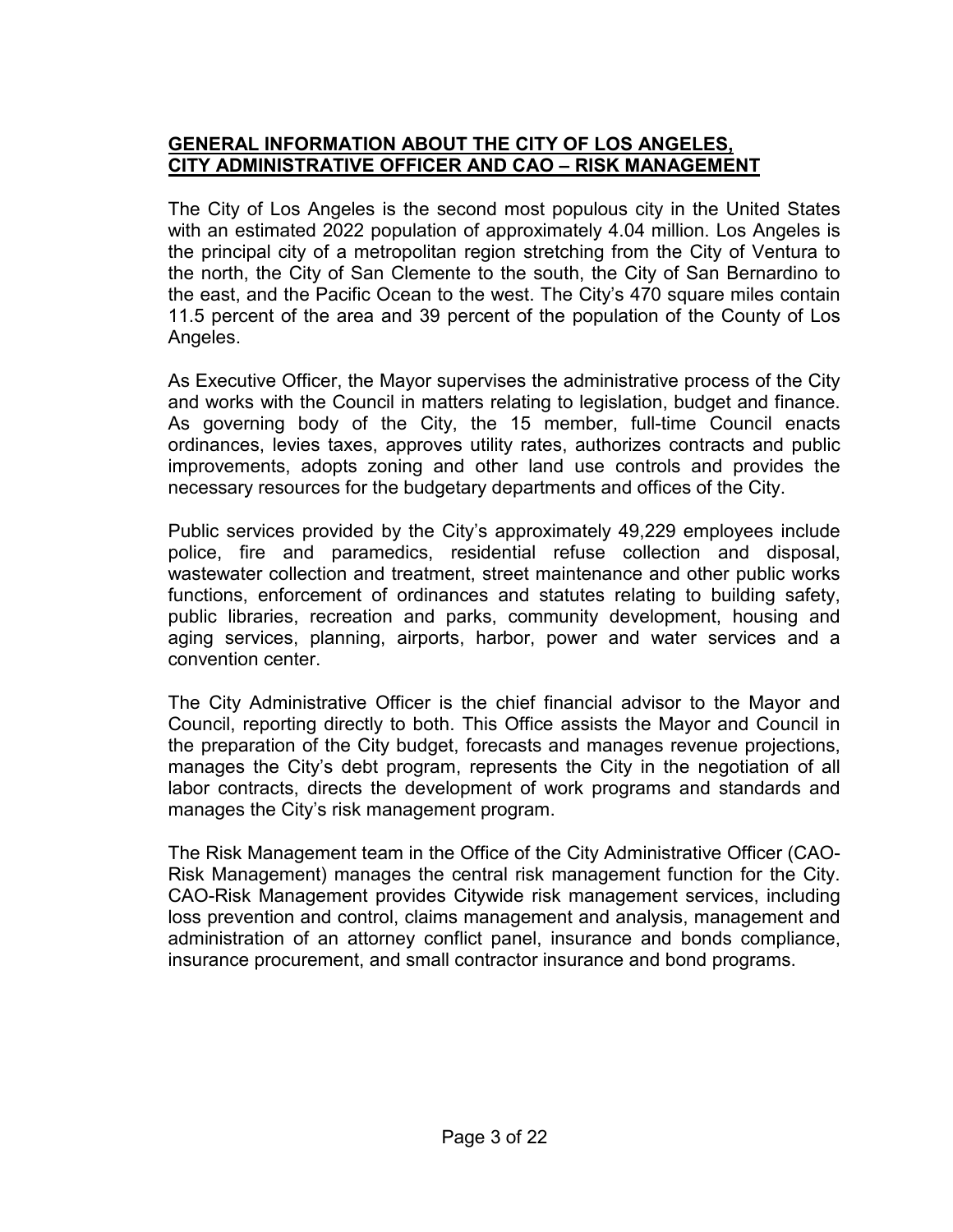## GENERAL INFORMATION ABOUT THE CITY OF LOS ANGELES, CITY ADMINISTRATIVE OFFICER AND CAO – RISK MANAGEMENT

The City of Los Angeles is the second most populous city in the United States with an estimated 2022 population of approximately 4.04 million. Los Angeles is the principal city of a metropolitan region stretching from the City of Ventura to the north, the City of San Clemente to the south, the City of San Bernardino to the east, and the Pacific Ocean to the west. The City's 470 square miles contain 11.5 percent of the area and 39 percent of the population of the County of Los Angeles.

As Executive Officer, the Mayor supervises the administrative process of the City and works with the Council in matters relating to legislation, budget and finance. As governing body of the City, the 15 member, full-time Council enacts ordinances, levies taxes, approves utility rates, authorizes contracts and public improvements, adopts zoning and other land use controls and provides the necessary resources for the budgetary departments and offices of the City.

Public services provided by the City's approximately 49,229 employees include police, fire and paramedics, residential refuse collection and disposal, wastewater collection and treatment, street maintenance and other public works functions, enforcement of ordinances and statutes relating to building safety, public libraries, recreation and parks, community development, housing and aging services, planning, airports, harbor, power and water services and a convention center.

The City Administrative Officer is the chief financial advisor to the Mayor and Council, reporting directly to both. This Office assists the Mayor and Council in the preparation of the City budget, forecasts and manages revenue projections, manages the City's debt program, represents the City in the negotiation of all labor contracts, directs the development of work programs and standards and manages the City's risk management program.

The Risk Management team in the Office of the City Administrative Officer (CAO-Risk Management) manages the central risk management function for the City. CAO-Risk Management provides Citywide risk management services, including loss prevention and control, claims management and analysis, management and administration of an attorney conflict panel, insurance and bonds compliance, insurance procurement, and small contractor insurance and bond programs.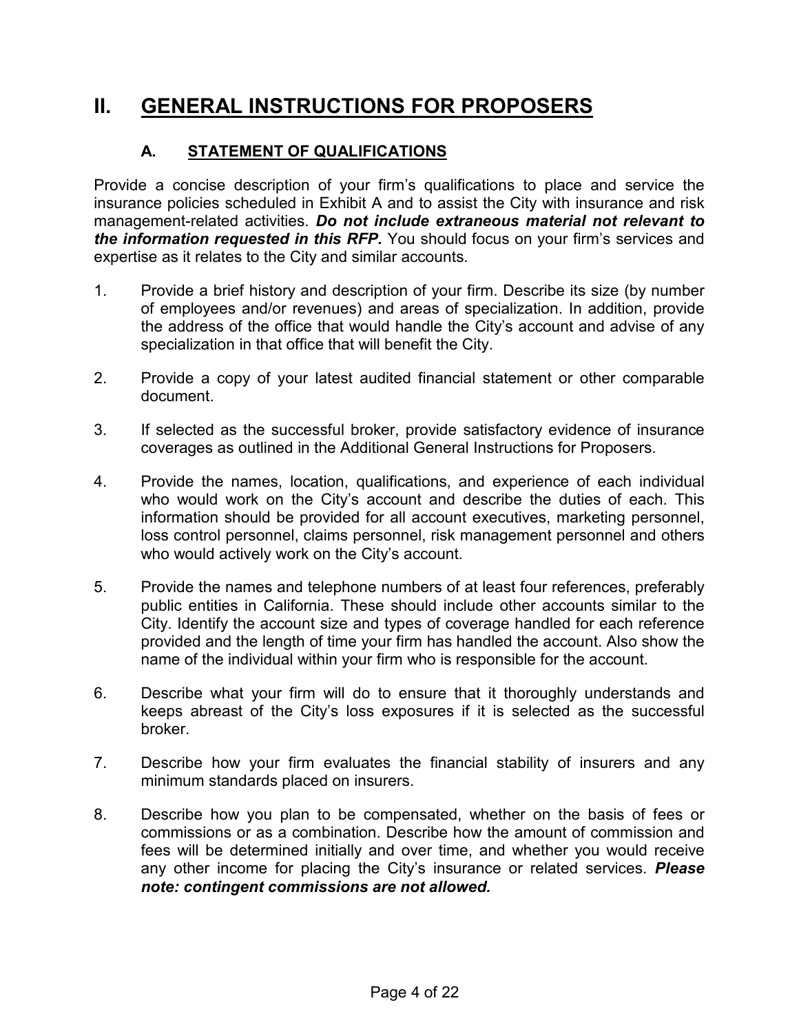# II. GENERAL INSTRUCTIONS FOR PROPOSERS

## A. STATEMENT OF QUALIFICATIONS

Provide a concise description of your firm's qualifications to place and service the insurance policies scheduled in Exhibit A and to assist the City with insurance and risk management-related activities. ***Do not include extraneous material not relevant to the information requested in this RFP.*** You should focus on your firm's services and expertise as it relates to the City and similar accounts.

1. Provide a brief history and description of your firm. Describe its size (by number of employees and/or revenues) and areas of specialization. In addition, provide the address of the office that would handle the City's account and advise of any specialization in that office that will benefit the City.

2. Provide a copy of your latest audited financial statement or other comparable document.

3. If selected as the successful broker, provide satisfactory evidence of insurance coverages as outlined in the Additional General Instructions for Proposers.

4. Provide the names, location, qualifications, and experience of each individual who would work on the City's account and describe the duties of each. This information should be provided for all account executives, marketing personnel, loss control personnel, claims personnel, risk management personnel and others who would actively work on the City's account.

5. Provide the names and telephone numbers of at least four references, preferably public entities in California. These should include other accounts similar to the City. Identify the account size and types of coverage handled for each reference provided and the length of time your firm has handled the account. Also show the name of the individual within your firm who is responsible for the account.

6. Describe what your firm will do to ensure that it thoroughly understands and keeps abreast of the City's loss exposures if it is selected as the successful broker.

7. Describe how your firm evaluates the financial stability of insurers and any minimum standards placed on insurers.

8. Describe how you plan to be compensated, whether on the basis of fees or commissions or as a combination. Describe how the amount of commission and fees will be determined initially and over time, and whether you would receive any other income for placing the City's insurance or related services. ***Please note: contingent commissions are not allowed.***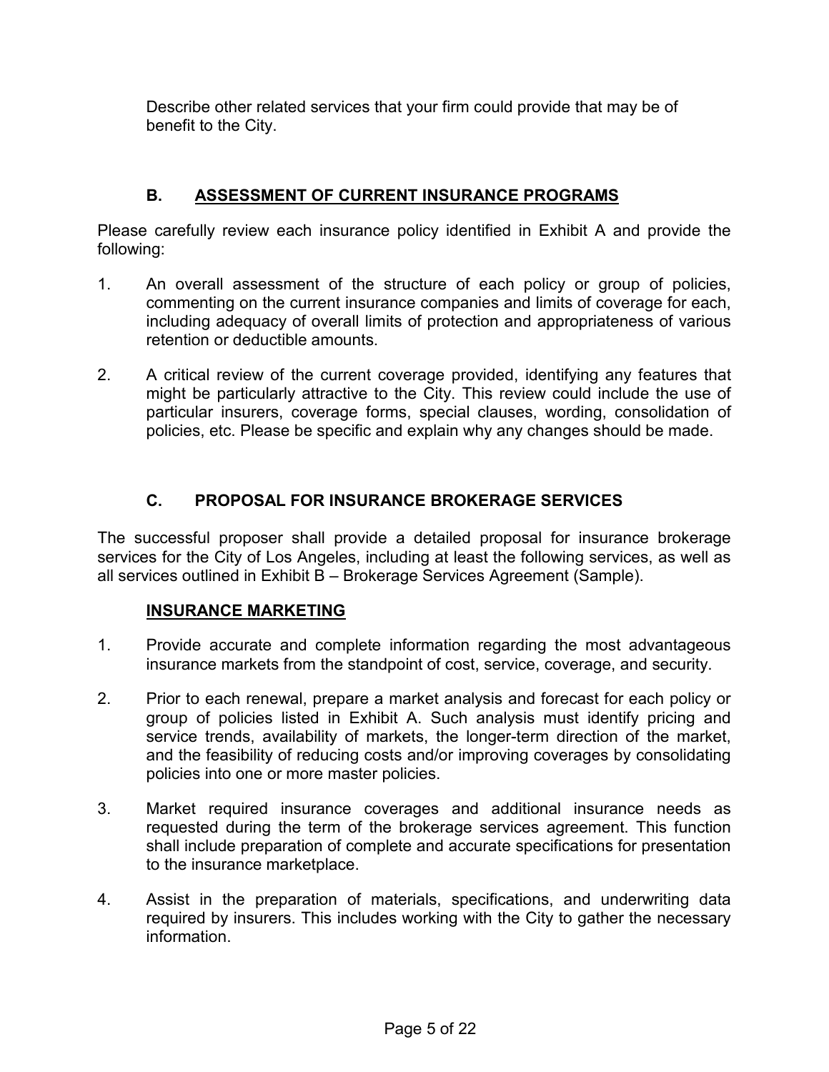Describe other related services that your firm could provide that may be of benefit to the City.

## B. ASSESSMENT OF CURRENT INSURANCE PROGRAMS

Please carefully review each insurance policy identified in Exhibit A and provide the following:

1. An overall assessment of the structure of each policy or group of policies, commenting on the current insurance companies and limits of coverage for each, including adequacy of overall limits of protection and appropriateness of various retention or deductible amounts.

2. A critical review of the current coverage provided, identifying any features that might be particularly attractive to the City. This review could include the use of particular insurers, coverage forms, special clauses, wording, consolidation of policies, etc. Please be specific and explain why any changes should be made.

## C. PROPOSAL FOR INSURANCE BROKERAGE SERVICES

The successful proposer shall provide a detailed proposal for insurance brokerage services for the City of Los Angeles, including at least the following services, as well as all services outlined in Exhibit B – Brokerage Services Agreement (Sample).

### INSURANCE MARKETING

1. Provide accurate and complete information regarding the most advantageous insurance markets from the standpoint of cost, service, coverage, and security.

2. Prior to each renewal, prepare a market analysis and forecast for each policy or group of policies listed in Exhibit A. Such analysis must identify pricing and service trends, availability of markets, the longer-term direction of the market, and the feasibility of reducing costs and/or improving coverages by consolidating policies into one or more master policies.

3. Market required insurance coverages and additional insurance needs as requested during the term of the brokerage services agreement. This function shall include preparation of complete and accurate specifications for presentation to the insurance marketplace.

4. Assist in the preparation of materials, specifications, and underwriting data required by insurers. This includes working with the City to gather the necessary information.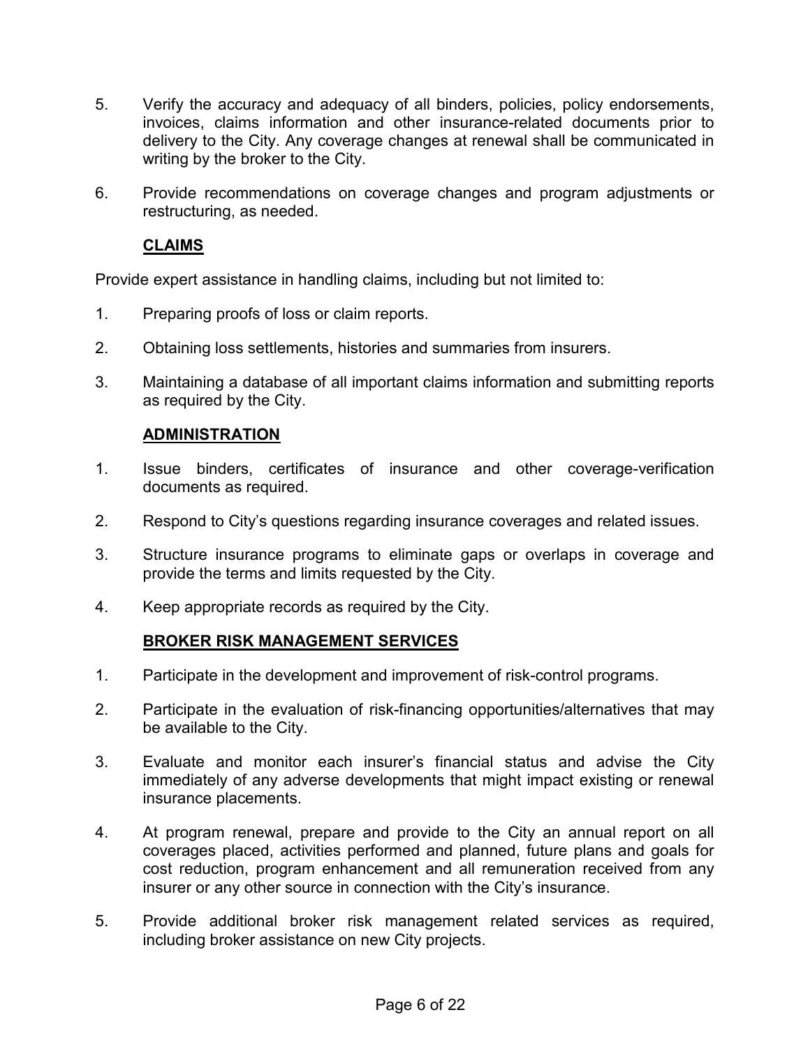5. Verify the accuracy and adequacy of all binders, policies, policy endorsements, invoices, claims information and other insurance-related documents prior to delivery to the City. Any coverage changes at renewal shall be communicated in writing by the broker to the City.

6. Provide recommendations on coverage changes and program adjustments or restructuring, as needed.

### CLAIMS

Provide expert assistance in handling claims, including but not limited to:

1. Preparing proofs of loss or claim reports.

2. Obtaining loss settlements, histories and summaries from insurers.

3. Maintaining a database of all important claims information and submitting reports as required by the City.

### ADMINISTRATION

1. Issue binders, certificates of insurance and other coverage-verification documents as required.

2. Respond to City's questions regarding insurance coverages and related issues.

3. Structure insurance programs to eliminate gaps or overlaps in coverage and provide the terms and limits requested by the City.

4. Keep appropriate records as required by the City.

### BROKER RISK MANAGEMENT SERVICES

1. Participate in the development and improvement of risk-control programs.

2. Participate in the evaluation of risk-financing opportunities/alternatives that may be available to the City.

3. Evaluate and monitor each insurer's financial status and advise the City immediately of any adverse developments that might impact existing or renewal insurance placements.

4. At program renewal, prepare and provide to the City an annual report on all coverages placed, activities performed and planned, future plans and goals for cost reduction, program enhancement and all remuneration received from any insurer or any other source in connection with the City's insurance.

5. Provide additional broker risk management related services as required, including broker assistance on new City projects.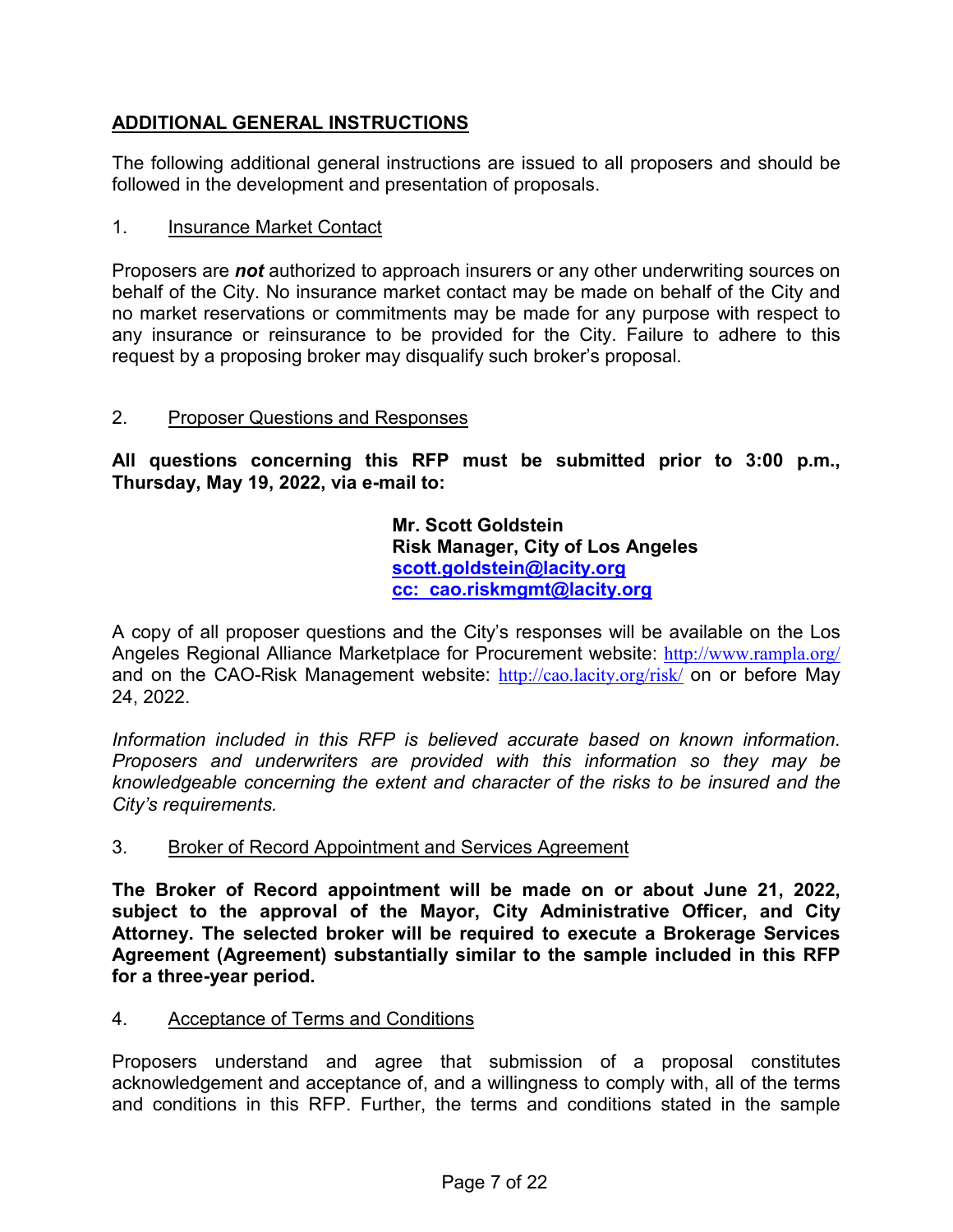## ADDITIONAL GENERAL INSTRUCTIONS

The following additional general instructions are issued to all proposers and should be followed in the development and presentation of proposals.

1. Insurance Market Contact

Proposers are ***not*** authorized to approach insurers or any other underwriting sources on behalf of the City. No insurance market contact may be made on behalf of the City and no market reservations or commitments may be made for any purpose with respect to any insurance or reinsurance to be provided for the City. Failure to adhere to this request by a proposing broker may disqualify such broker's proposal.

2. Proposer Questions and Responses

**All questions concerning this RFP must be submitted prior to 3:00 p.m., Thursday, May 19, 2022, via e-mail to:**

> **Mr. Scott Goldstein**
> **Risk Manager, City of Los Angeles**
> **scott.goldstein@lacity.org**
> **cc: cao.riskmgmt@lacity.org**

A copy of all proposer questions and the City's responses will be available on the Los Angeles Regional Alliance Marketplace for Procurement website: http://www.rampla.org/ and on the CAO-Risk Management website: http://cao.lacity.org/risk/ on or before May 24, 2022.

*Information included in this RFP is believed accurate based on known information. Proposers and underwriters are provided with this information so they may be knowledgeable concerning the extent and character of the risks to be insured and the City's requirements.*

3. Broker of Record Appointment and Services Agreement

**The Broker of Record appointment will be made on or about June 21, 2022, subject to the approval of the Mayor, City Administrative Officer, and City Attorney. The selected broker will be required to execute a Brokerage Services Agreement (Agreement) substantially similar to the sample included in this RFP for a three-year period.**

4. Acceptance of Terms and Conditions

Proposers understand and agree that submission of a proposal constitutes acknowledgement and acceptance of, and a willingness to comply with, all of the terms and conditions in this RFP. Further, the terms and conditions stated in the sample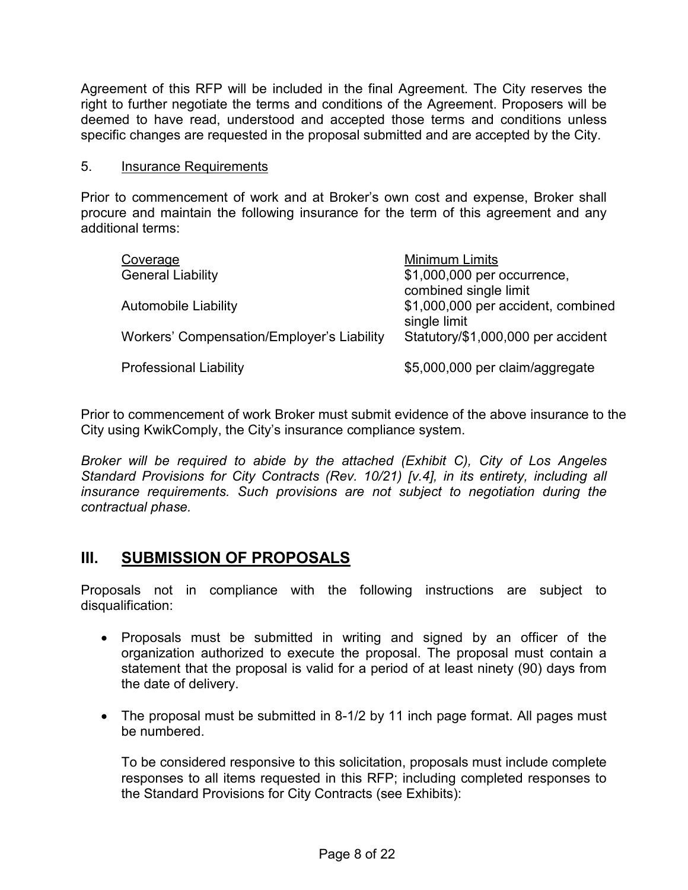Agreement of this RFP will be included in the final Agreement. The City reserves the right to further negotiate the terms and conditions of the Agreement. Proposers will be deemed to have read, understood and accepted those terms and conditions unless specific changes are requested in the proposal submitted and are accepted by the City.

5. Insurance Requirements

Prior to commencement of work and at Broker's own cost and expense, Broker shall procure and maintain the following insurance for the term of this agreement and any additional terms:

| Coverage | Minimum Limits |
|---|---|
| General Liability | $1,000,000 per occurrence, combined single limit |
| Automobile Liability | $1,000,000 per accident, combined single limit |
| Workers' Compensation/Employer's Liability | Statutory/$1,000,000 per accident |
| Professional Liability | $5,000,000 per claim/aggregate |

Prior to commencement of work Broker must submit evidence of the above insurance to the City using KwikComply, the City's insurance compliance system.

*Broker will be required to abide by the attached (Exhibit C), City of Los Angeles Standard Provisions for City Contracts (Rev. 10/21) [v.4], in its entirety, including all insurance requirements. Such provisions are not subject to negotiation during the contractual phase.*

## III. SUBMISSION OF PROPOSALS

Proposals not in compliance with the following instructions are subject to disqualification:

- Proposals must be submitted in writing and signed by an officer of the organization authorized to execute the proposal. The proposal must contain a statement that the proposal is valid for a period of at least ninety (90) days from the date of delivery.

- The proposal must be submitted in 8-1/2 by 11 inch page format. All pages must be numbered.

  To be considered responsive to this solicitation, proposals must include complete responses to all items requested in this RFP; including completed responses to the Standard Provisions for City Contracts (see Exhibits):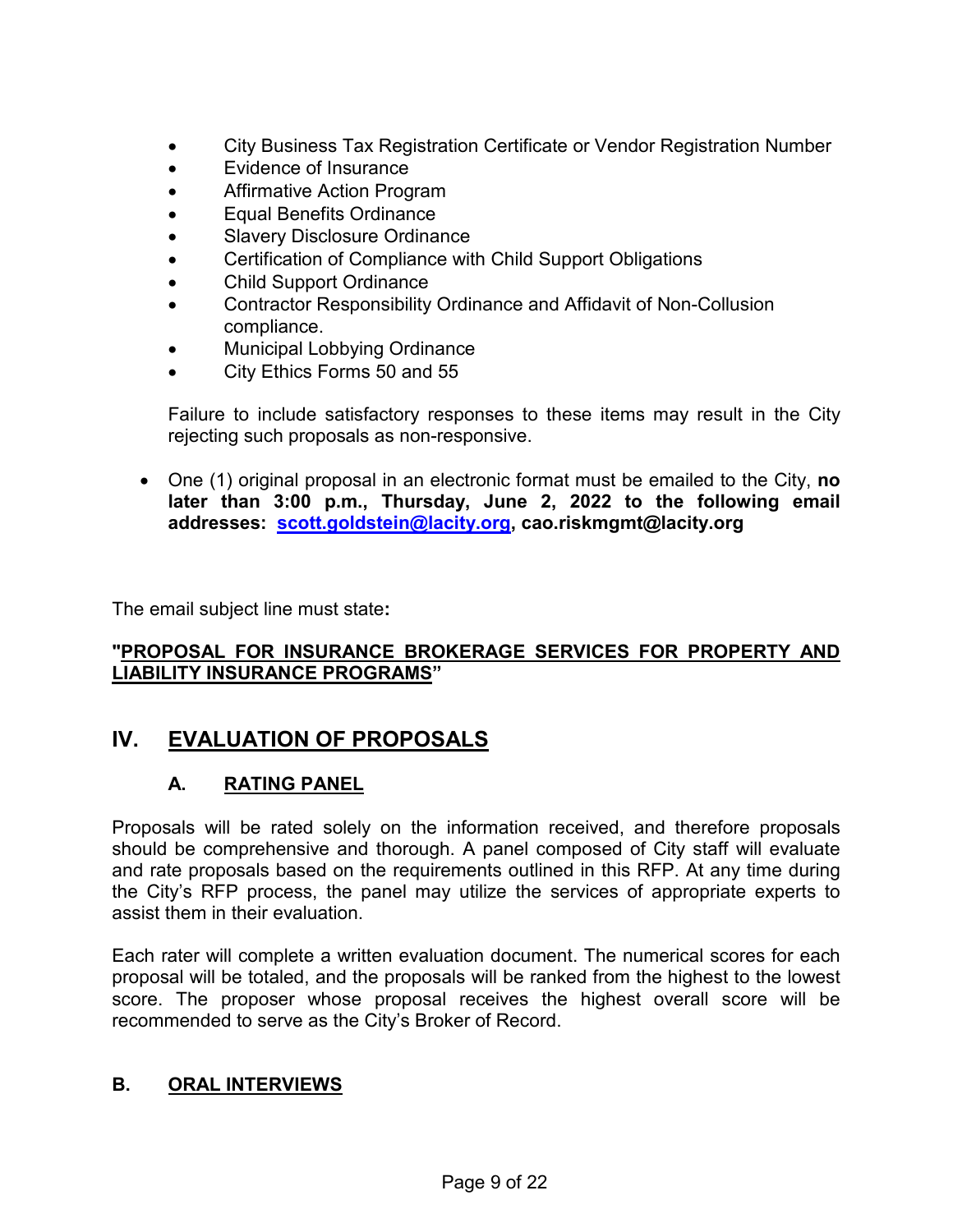- City Business Tax Registration Certificate or Vendor Registration Number
- Evidence of Insurance
- Affirmative Action Program
- Equal Benefits Ordinance
- Slavery Disclosure Ordinance
- Certification of Compliance with Child Support Obligations
- Child Support Ordinance
- Contractor Responsibility Ordinance and Affidavit of Non-Collusion compliance.
- Municipal Lobbying Ordinance
- City Ethics Forms 50 and 55

Failure to include satisfactory responses to these items may result in the City rejecting such proposals as non-responsive.

- One (1) original proposal in an electronic format must be emailed to the City, **no later than 3:00 p.m., Thursday, June 2, 2022 to the following email addresses: scott.goldstein@lacity.org, cao.riskmgmt@lacity.org**

The email subject line must state**:**

**"PROPOSAL FOR INSURANCE BROKERAGE SERVICES FOR PROPERTY AND LIABILITY INSURANCE PROGRAMS"**

## IV. EVALUATION OF PROPOSALS

### A. RATING PANEL

Proposals will be rated solely on the information received, and therefore proposals should be comprehensive and thorough. A panel composed of City staff will evaluate and rate proposals based on the requirements outlined in this RFP. At any time during the City's RFP process, the panel may utilize the services of appropriate experts to assist them in their evaluation.

Each rater will complete a written evaluation document. The numerical scores for each proposal will be totaled, and the proposals will be ranked from the highest to the lowest score. The proposer whose proposal receives the highest overall score will be recommended to serve as the City's Broker of Record.

### B. ORAL INTERVIEWS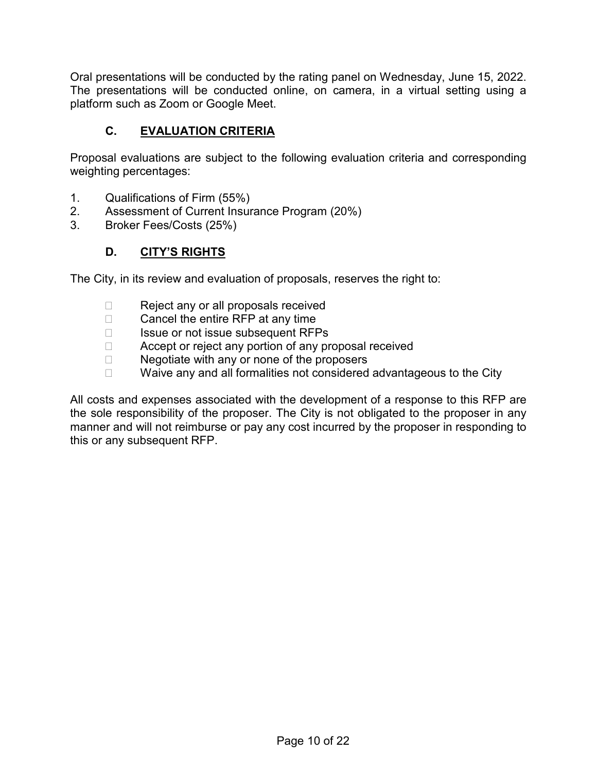Oral presentations will be conducted by the rating panel on Wednesday, June 15, 2022. The presentations will be conducted online, on camera, in a virtual setting using a platform such as Zoom or Google Meet.

### C. <u>EVALUATION CRITERIA</u>

Proposal evaluations are subject to the following evaluation criteria and corresponding weighting percentages:

1. Qualifications of Firm (55%)
2. Assessment of Current Insurance Program (20%)
3. Broker Fees/Costs (25%)

### D. <u>CITY'S RIGHTS</u>

The City, in its review and evaluation of proposals, reserves the right to:

- Reject any or all proposals received
- Cancel the entire RFP at any time
- Issue or not issue subsequent RFPs
- Accept or reject any portion of any proposal received
- Negotiate with any or none of the proposers
- Waive any and all formalities not considered advantageous to the City

All costs and expenses associated with the development of a response to this RFP are the sole responsibility of the proposer. The City is not obligated to the proposer in any manner and will not reimburse or pay any cost incurred by the proposer in responding to this or any subsequent RFP.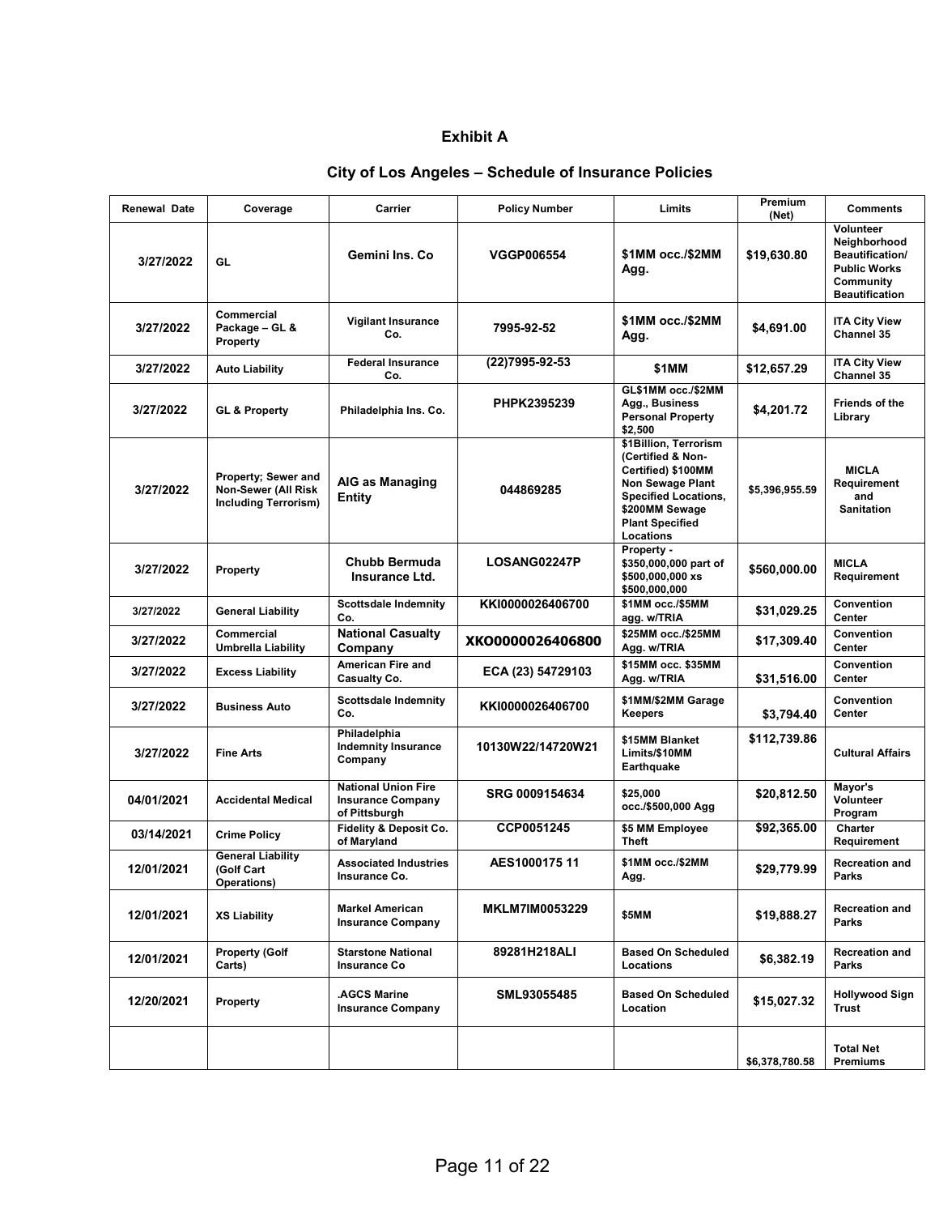## Exhibit A

## City of Los Angeles – Schedule of Insurance Policies

| Renewal Date | Coverage | Carrier | Policy Number | Limits | Premium (Net) | Comments |
|---|---|---|---|---|---|---|
| 3/27/2022 | GL | Gemini Ins. Co | VGGP006554 | $1MM occ./$2MM Agg. | $19,630.80 | Volunteer Neighborhood Beautification/ Public Works Community Beautification |
| 3/27/2022 | Commercial Package – GL & Property | Vigilant Insurance Co. | 7995-92-52 | $1MM occ./$2MM Agg. | $4,691.00 | ITA City View Channel 35 |
| 3/27/2022 | Auto Liability | Federal Insurance Co. | (22)7995-92-53 | $1MM | $12,657.29 | ITA City View Channel 35 |
| 3/27/2022 | GL & Property | Philadelphia Ins. Co. | PHPK2395239 | GL$1MM occ./$2MM Agg., Business Personal Property $2,500 | $4,201.72 | Friends of the Library |
| 3/27/2022 | Property; Sewer and Non-Sewer (All Risk Including Terrorism) | AIG as Managing Entity | 044869285 | $1Billion, Terrorism (Certified & Non-Certified) $100MM Non Sewage Plant Specified Locations, $200MM Sewage Plant Specified Locations | $5,396,955.59 | MICLA Requirement and Sanitation |
| 3/27/2022 | Property | Chubb Bermuda Insurance Ltd. | LOSANG02247P | Property - $350,000,000 part of $500,000,000 xs $500,000,000 | $560,000.00 | MICLA Requirement |
| 3/27/2022 | General Liability | Scottsdale Indemnity Co. | KKI0000026406700 | $1MM occ./$5MM agg. w/TRIA | $31,029.25 | Convention Center |
| 3/27/2022 | Commercial Umbrella Liability | National Casualty Company | XKO0000026406800 | $25MM occ./$25MM Agg. w/TRIA | $17,309.40 | Convention Center |
| 3/27/2022 | Excess Liability | American Fire and Casualty Co. | ECA (23) 54729103 | $15MM occ. $35MM Agg. w/TRIA | $31,516.00 | Convention Center |
| 3/27/2022 | Business Auto | Scottsdale Indemnity Co. | KKI0000026406700 | $1MM/$2MM Garage Keepers | $3,794.40 | Convention Center |
| 3/27/2022 | Fine Arts | Philadelphia Indemnity Insurance Company | 10130W22/14720W21 | $15MM Blanket Limits/$10MM Earthquake | $112,739.86 | Cultural Affairs |
| 04/01/2021 | Accidental Medical | National Union Fire Insurance Company of Pittsburgh | SRG 0009154634 | $25,000 occ./$500,000 Agg | $20,812.50 | Mayor's Volunteer Program |
| 03/14/2021 | Crime Policy | Fidelity & Deposit Co. of Maryland | CCP0051245 | $5 MM Employee Theft | $92,365.00 | Charter Requirement |
| 12/01/2021 | General Liability (Golf Cart Operations) | Associated Industries Insurance Co. | AES1000175 11 | $1MM occ./$2MM Agg. | $29,779.99 | Recreation and Parks |
| 12/01/2021 | XS Liability | Markel American Insurance Company | MKLM7IM0053229 | $5MM | $19,888.27 | Recreation and Parks |
| 12/01/2021 | Property (Golf Carts) | Starstone National Insurance Co | 89281H218ALI | Based On Scheduled Locations | $6,382.19 | Recreation and Parks |
| 12/20/2021 | Property | .AGCS Marine Insurance Company | SML93055485 | Based On Scheduled Location | $15,027.32 | Hollywood Sign Trust |
| | | | | | $6,378,780.58 | Total Net Premiums |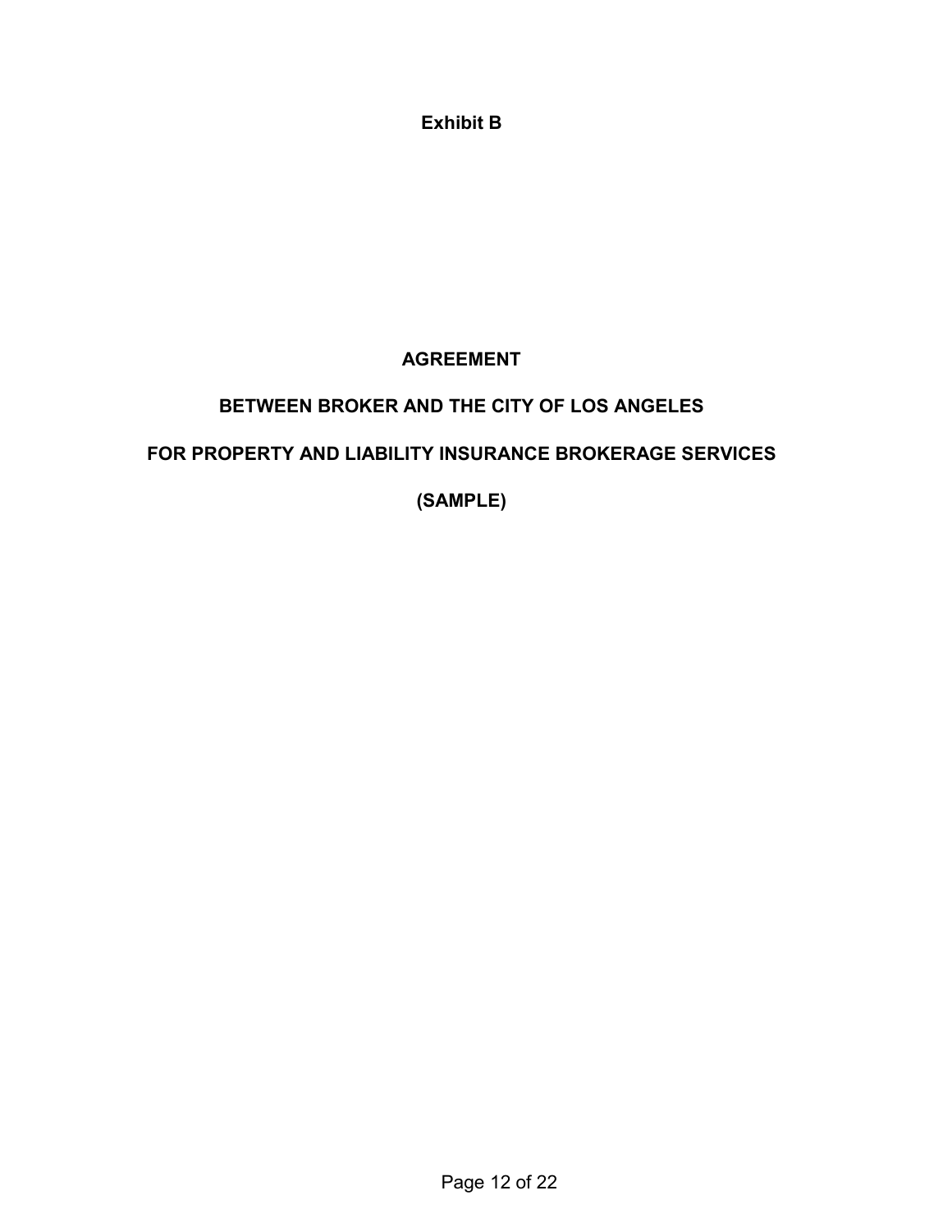**Exhibit B**

# AGREEMENT

# BETWEEN BROKER AND THE CITY OF LOS ANGELES

# FOR PROPERTY AND LIABILITY INSURANCE BROKERAGE SERVICES

# (SAMPLE)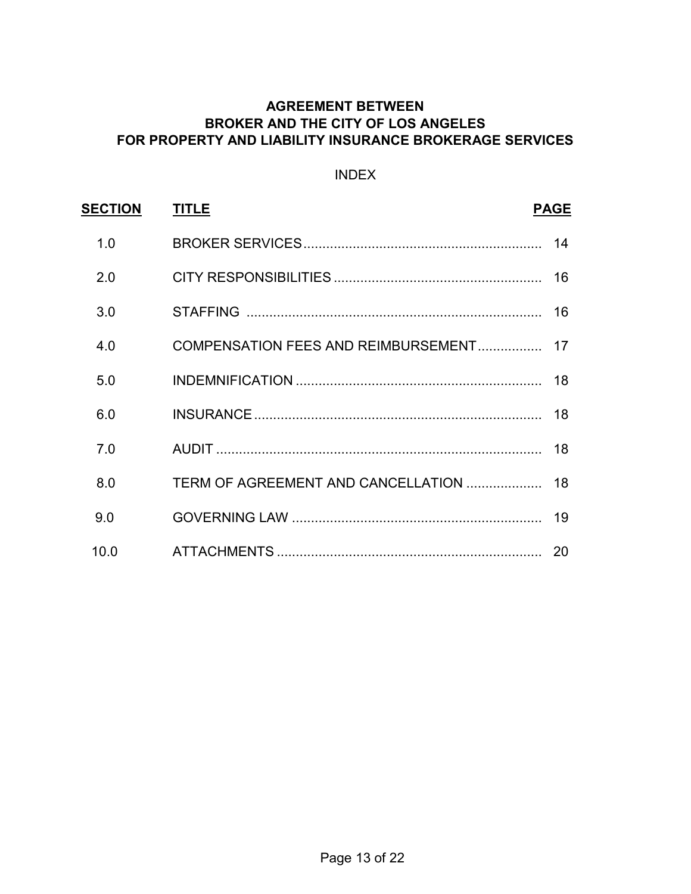# AGREEMENT BETWEEN BROKER AND THE CITY OF LOS ANGELES FOR PROPERTY AND LIABILITY INSURANCE BROKERAGE SERVICES

INDEX

| SECTION | TITLE | PAGE |
|---|---|---|
| 1.0 | BROKER SERVICES | 14 |
| 2.0 | CITY RESPONSIBILITIES | 16 |
| 3.0 | STAFFING | 16 |
| 4.0 | COMPENSATION FEES AND REIMBURSEMENT | 17 |
| 5.0 | INDEMNIFICATION | 18 |
| 6.0 | INSURANCE | 18 |
| 7.0 | AUDIT | 18 |
| 8.0 | TERM OF AGREEMENT AND CANCELLATION | 18 |
| 9.0 | GOVERNING LAW | 19 |
| 10.0 | ATTACHMENTS | 20 |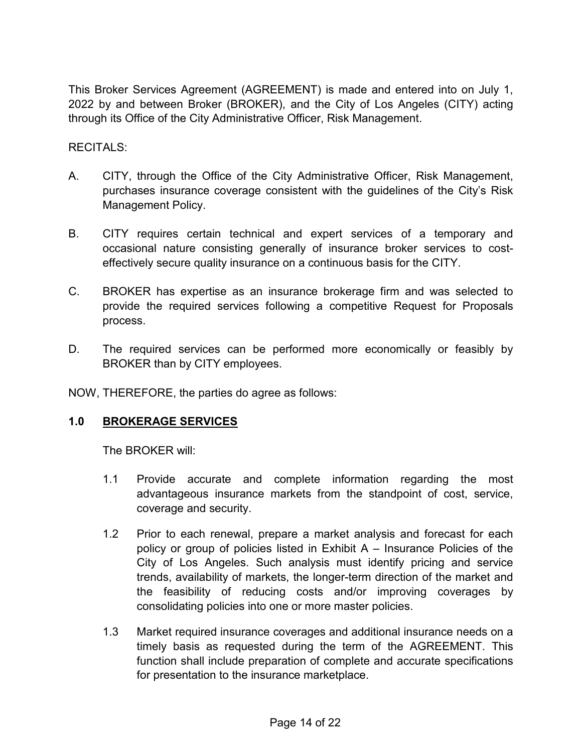This Broker Services Agreement (AGREEMENT) is made and entered into on July 1, 2022 by and between Broker (BROKER), and the City of Los Angeles (CITY) acting through its Office of the City Administrative Officer, Risk Management.

RECITALS:

A. CITY, through the Office of the City Administrative Officer, Risk Management, purchases insurance coverage consistent with the guidelines of the City's Risk Management Policy.

B. CITY requires certain technical and expert services of a temporary and occasional nature consisting generally of insurance broker services to cost-effectively secure quality insurance on a continuous basis for the CITY.

C. BROKER has expertise as an insurance brokerage firm and was selected to provide the required services following a competitive Request for Proposals process.

D. The required services can be performed more economically or feasibly by BROKER than by CITY employees.

NOW, THEREFORE, the parties do agree as follows:

## 1.0 BROKERAGE SERVICES

The BROKER will:

1.1 Provide accurate and complete information regarding the most advantageous insurance markets from the standpoint of cost, service, coverage and security.

1.2 Prior to each renewal, prepare a market analysis and forecast for each policy or group of policies listed in Exhibit A – Insurance Policies of the City of Los Angeles. Such analysis must identify pricing and service trends, availability of markets, the longer-term direction of the market and the feasibility of reducing costs and/or improving coverages by consolidating policies into one or more master policies.

1.3 Market required insurance coverages and additional insurance needs on a timely basis as requested during the term of the AGREEMENT. This function shall include preparation of complete and accurate specifications for presentation to the insurance marketplace.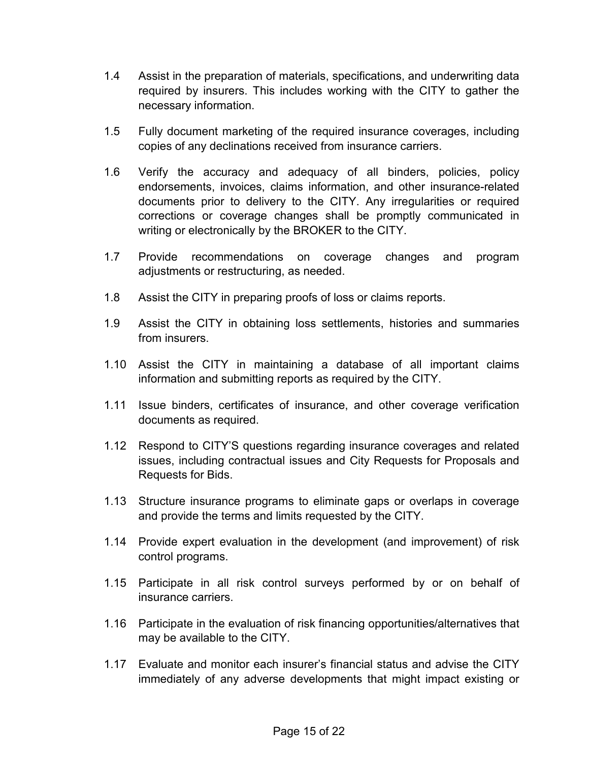1.4 Assist in the preparation of materials, specifications, and underwriting data required by insurers. This includes working with the CITY to gather the necessary information.

1.5 Fully document marketing of the required insurance coverages, including copies of any declinations received from insurance carriers.

1.6 Verify the accuracy and adequacy of all binders, policies, policy endorsements, invoices, claims information, and other insurance-related documents prior to delivery to the CITY. Any irregularities or required corrections or coverage changes shall be promptly communicated in writing or electronically by the BROKER to the CITY.

1.7 Provide recommendations on coverage changes and program adjustments or restructuring, as needed.

1.8 Assist the CITY in preparing proofs of loss or claims reports.

1.9 Assist the CITY in obtaining loss settlements, histories and summaries from insurers.

1.10 Assist the CITY in maintaining a database of all important claims information and submitting reports as required by the CITY.

1.11 Issue binders, certificates of insurance, and other coverage verification documents as required.

1.12 Respond to CITY'S questions regarding insurance coverages and related issues, including contractual issues and City Requests for Proposals and Requests for Bids.

1.13 Structure insurance programs to eliminate gaps or overlaps in coverage and provide the terms and limits requested by the CITY.

1.14 Provide expert evaluation in the development (and improvement) of risk control programs.

1.15 Participate in all risk control surveys performed by or on behalf of insurance carriers.

1.16 Participate in the evaluation of risk financing opportunities/alternatives that may be available to the CITY.

1.17 Evaluate and monitor each insurer's financial status and advise the CITY immediately of any adverse developments that might impact existing or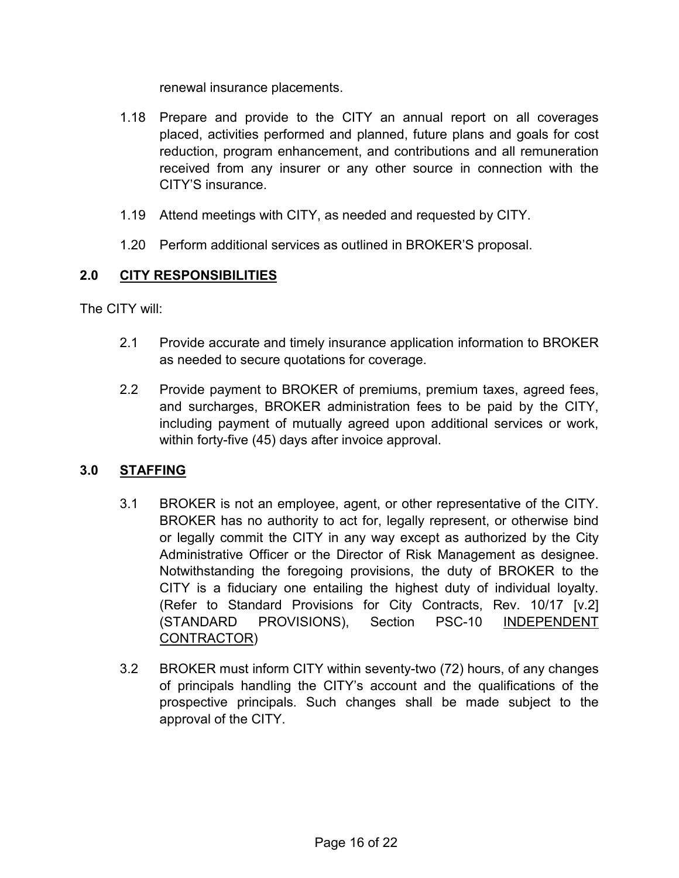renewal insurance placements.

1.18 Prepare and provide to the CITY an annual report on all coverages placed, activities performed and planned, future plans and goals for cost reduction, program enhancement, and contributions and all remuneration received from any insurer or any other source in connection with the CITY'S insurance.

1.19 Attend meetings with CITY, as needed and requested by CITY.

1.20 Perform additional services as outlined in BROKER'S proposal.

## 2.0 CITY RESPONSIBILITIES

The CITY will:

2.1 Provide accurate and timely insurance application information to BROKER as needed to secure quotations for coverage.

2.2 Provide payment to BROKER of premiums, premium taxes, agreed fees, and surcharges, BROKER administration fees to be paid by the CITY, including payment of mutually agreed upon additional services or work, within forty-five (45) days after invoice approval.

## 3.0 STAFFING

3.1 BROKER is not an employee, agent, or other representative of the CITY. BROKER has no authority to act for, legally represent, or otherwise bind or legally commit the CITY in any way except as authorized by the City Administrative Officer or the Director of Risk Management as designee. Notwithstanding the foregoing provisions, the duty of BROKER to the CITY is a fiduciary one entailing the highest duty of individual loyalty. (Refer to Standard Provisions for City Contracts, Rev. 10/17 [v.2] (STANDARD PROVISIONS), Section PSC-10 INDEPENDENT CONTRACTOR)

3.2 BROKER must inform CITY within seventy-two (72) hours, of any changes of principals handling the CITY's account and the qualifications of the prospective principals. Such changes shall be made subject to the approval of the CITY.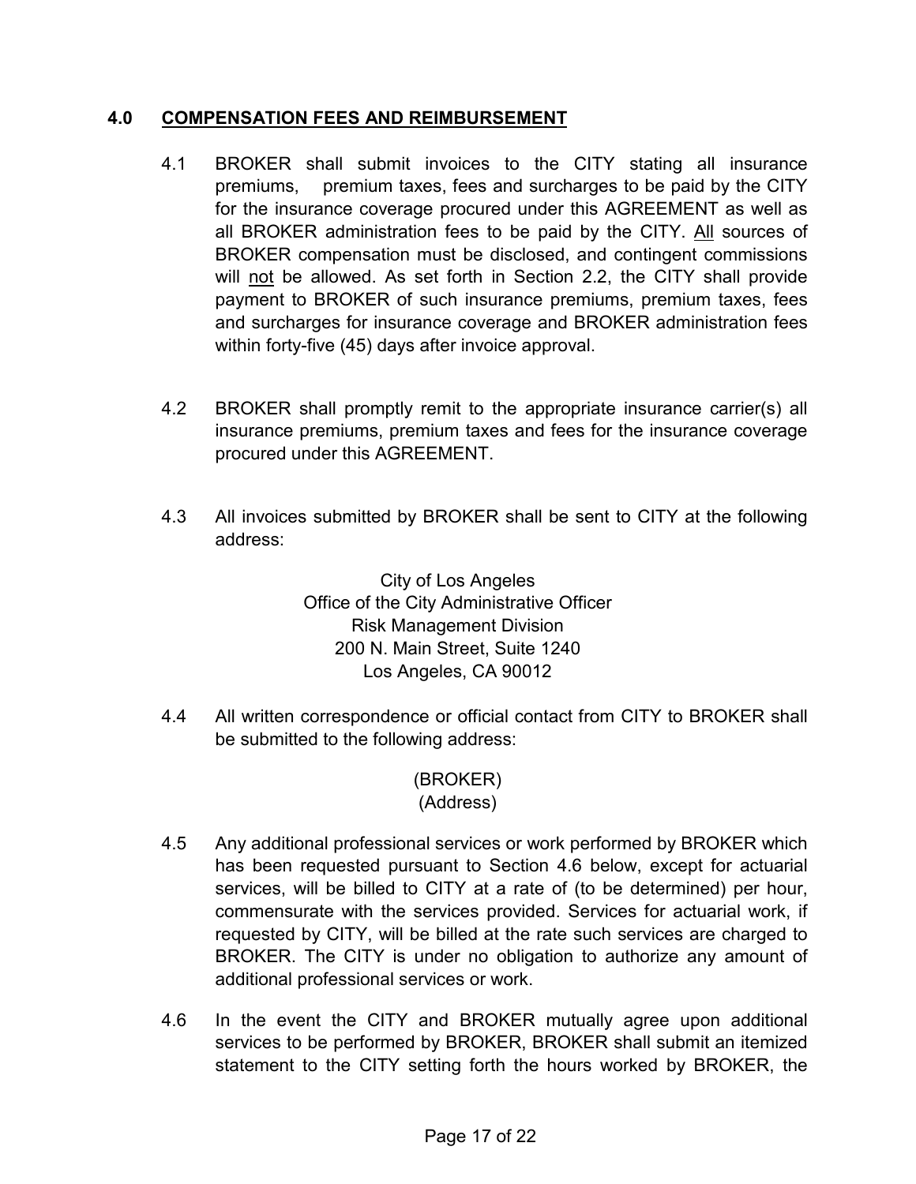## 4.0 <u>COMPENSATION FEES AND REIMBURSEMENT</u>

4.1 BROKER shall submit invoices to the CITY stating all insurance premiums, premium taxes, fees and surcharges to be paid by the CITY for the insurance coverage procured under this AGREEMENT as well as all BROKER administration fees to be paid by the CITY. <u>All</u> sources of BROKER compensation must be disclosed, and contingent commissions will <u>not</u> be allowed. As set forth in Section 2.2, the CITY shall provide payment to BROKER of such insurance premiums, premium taxes, fees and surcharges for insurance coverage and BROKER administration fees within forty-five (45) days after invoice approval.

4.2 BROKER shall promptly remit to the appropriate insurance carrier(s) all insurance premiums, premium taxes and fees for the insurance coverage procured under this AGREEMENT.

4.3 All invoices submitted by BROKER shall be sent to CITY at the following address:

City of Los Angeles
Office of the City Administrative Officer
Risk Management Division
200 N. Main Street, Suite 1240
Los Angeles, CA 90012

4.4 All written correspondence or official contact from CITY to BROKER shall be submitted to the following address:

(BROKER)
(Address)

4.5 Any additional professional services or work performed by BROKER which has been requested pursuant to Section 4.6 below, except for actuarial services, will be billed to CITY at a rate of (to be determined) per hour, commensurate with the services provided. Services for actuarial work, if requested by CITY, will be billed at the rate such services are charged to BROKER. The CITY is under no obligation to authorize any amount of additional professional services or work.

4.6 In the event the CITY and BROKER mutually agree upon additional services to be performed by BROKER, BROKER shall submit an itemized statement to the CITY setting forth the hours worked by BROKER, the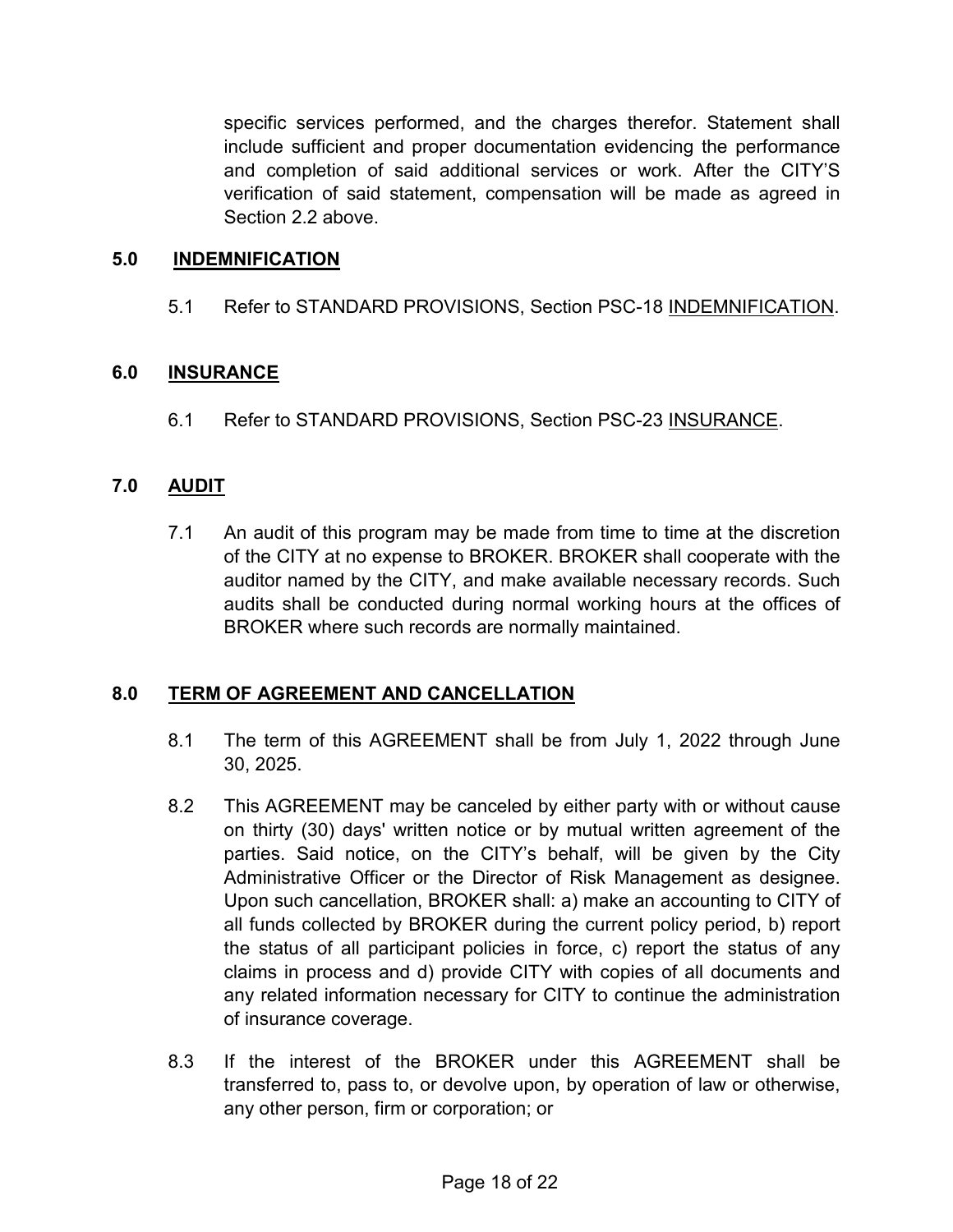specific services performed, and the charges therefor. Statement shall include sufficient and proper documentation evidencing the performance and completion of said additional services or work. After the CITY'S verification of said statement, compensation will be made as agreed in Section 2.2 above.

## 5.0 INDEMNIFICATION

5.1 Refer to STANDARD PROVISIONS, Section PSC-18 INDEMNIFICATION.

## 6.0 INSURANCE

6.1 Refer to STANDARD PROVISIONS, Section PSC-23 INSURANCE.

## 7.0 AUDIT

7.1 An audit of this program may be made from time to time at the discretion of the CITY at no expense to BROKER. BROKER shall cooperate with the auditor named by the CITY, and make available necessary records. Such audits shall be conducted during normal working hours at the offices of BROKER where such records are normally maintained.

## 8.0 TERM OF AGREEMENT AND CANCELLATION

8.1 The term of this AGREEMENT shall be from July 1, 2022 through June 30, 2025.

8.2 This AGREEMENT may be canceled by either party with or without cause on thirty (30) days' written notice or by mutual written agreement of the parties. Said notice, on the CITY's behalf, will be given by the City Administrative Officer or the Director of Risk Management as designee. Upon such cancellation, BROKER shall: a) make an accounting to CITY of all funds collected by BROKER during the current policy period, b) report the status of all participant policies in force, c) report the status of any claims in process and d) provide CITY with copies of all documents and any related information necessary for CITY to continue the administration of insurance coverage.

8.3 If the interest of the BROKER under this AGREEMENT shall be transferred to, pass to, or devolve upon, by operation of law or otherwise, any other person, firm or corporation; or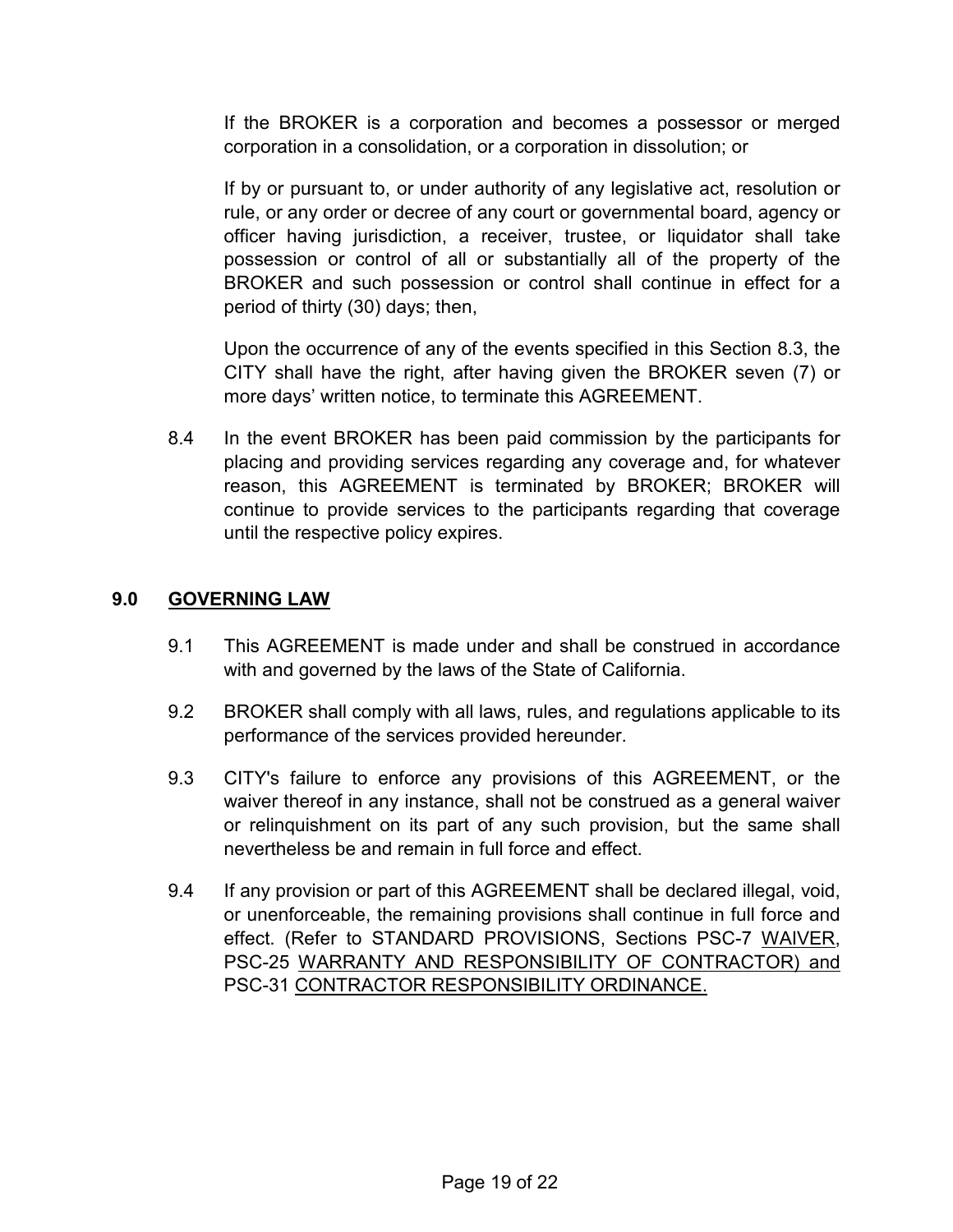If the BROKER is a corporation and becomes a possessor or merged corporation in a consolidation, or a corporation in dissolution; or

If by or pursuant to, or under authority of any legislative act, resolution or rule, or any order or decree of any court or governmental board, agency or officer having jurisdiction, a receiver, trustee, or liquidator shall take possession or control of all or substantially all of the property of the BROKER and such possession or control shall continue in effect for a period of thirty (30) days; then,

Upon the occurrence of any of the events specified in this Section 8.3, the CITY shall have the right, after having given the BROKER seven (7) or more days' written notice, to terminate this AGREEMENT.

8.4 In the event BROKER has been paid commission by the participants for placing and providing services regarding any coverage and, for whatever reason, this AGREEMENT is terminated by BROKER; BROKER will continue to provide services to the participants regarding that coverage until the respective policy expires.

## 9.0 GOVERNING LAW

9.1 This AGREEMENT is made under and shall be construed in accordance with and governed by the laws of the State of California.

9.2 BROKER shall comply with all laws, rules, and regulations applicable to its performance of the services provided hereunder.

9.3 CITY's failure to enforce any provisions of this AGREEMENT, or the waiver thereof in any instance, shall not be construed as a general waiver or relinquishment on its part of any such provision, but the same shall nevertheless be and remain in full force and effect.

9.4 If any provision or part of this AGREEMENT shall be declared illegal, void, or unenforceable, the remaining provisions shall continue in full force and effect. (Refer to STANDARD PROVISIONS, Sections PSC-7 WAIVER, PSC-25 WARRANTY AND RESPONSIBILITY OF CONTRACTOR) and PSC-31 CONTRACTOR RESPONSIBILITY ORDINANCE.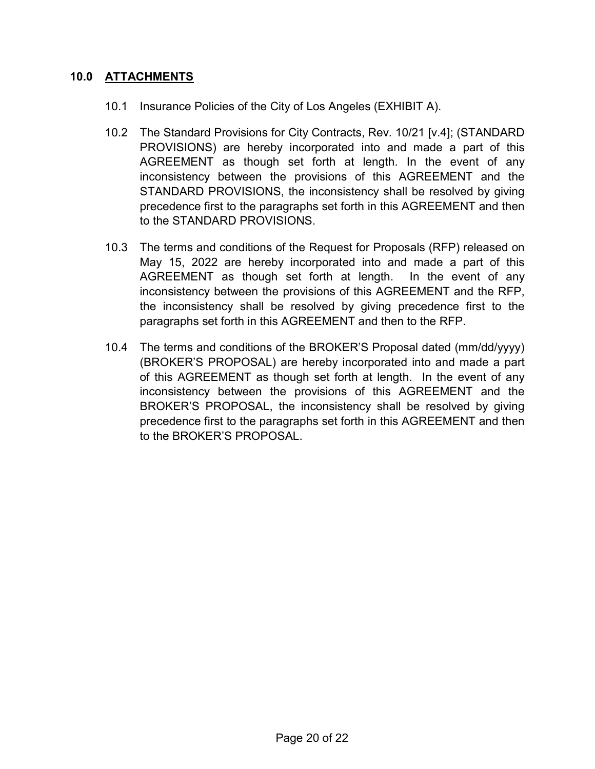## 10.0 ATTACHMENTS

10.1 Insurance Policies of the City of Los Angeles (EXHIBIT A).

10.2 The Standard Provisions for City Contracts, Rev. 10/21 [v.4]; (STANDARD PROVISIONS) are hereby incorporated into and made a part of this AGREEMENT as though set forth at length. In the event of any inconsistency between the provisions of this AGREEMENT and the STANDARD PROVISIONS, the inconsistency shall be resolved by giving precedence first to the paragraphs set forth in this AGREEMENT and then to the STANDARD PROVISIONS.

10.3 The terms and conditions of the Request for Proposals (RFP) released on May 15, 2022 are hereby incorporated into and made a part of this AGREEMENT as though set forth at length. In the event of any inconsistency between the provisions of this AGREEMENT and the RFP, the inconsistency shall be resolved by giving precedence first to the paragraphs set forth in this AGREEMENT and then to the RFP.

10.4 The terms and conditions of the BROKER'S Proposal dated (mm/dd/yyyy) (BROKER'S PROPOSAL) are hereby incorporated into and made a part of this AGREEMENT as though set forth at length. In the event of any inconsistency between the provisions of this AGREEMENT and the BROKER'S PROPOSAL, the inconsistency shall be resolved by giving precedence first to the paragraphs set forth in this AGREEMENT and then to the BROKER'S PROPOSAL.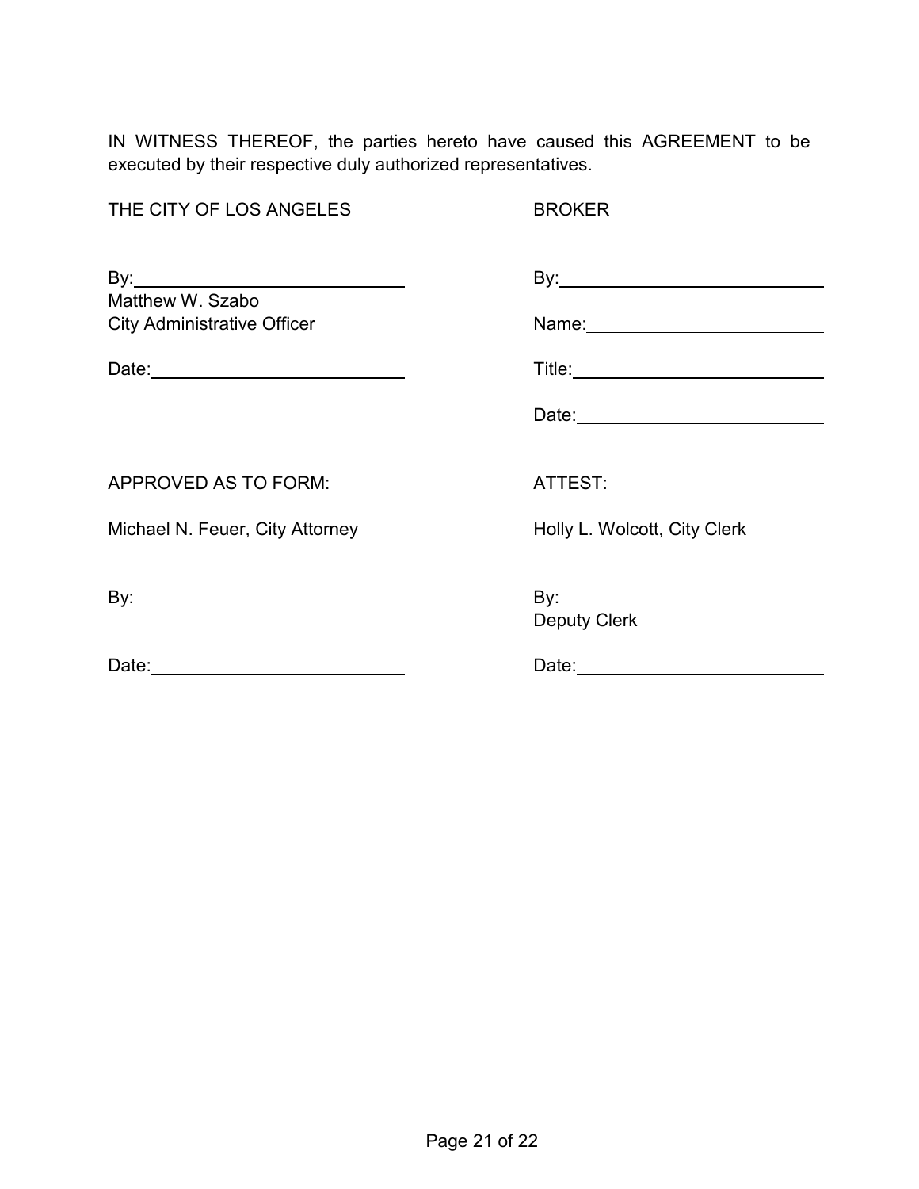IN WITNESS THEREOF, the parties hereto have caused this AGREEMENT to be executed by their respective duly authorized representatives.

| | |
|---|---|
| THE CITY OF LOS ANGELES | BROKER |
| By:____________________ | By:____________________ |
| Matthew W. Szabo<br>City Administrative Officer | Name:____________________ |
| Date:____________________ | Title:____________________ |
| | Date:____________________ |
| APPROVED AS TO FORM: | ATTEST: |
| Michael N. Feuer, City Attorney | Holly L. Wolcott, City Clerk |
| By:____________________ | By:____________________<br>Deputy Clerk |
| Date:____________________ | Date:____________________ |